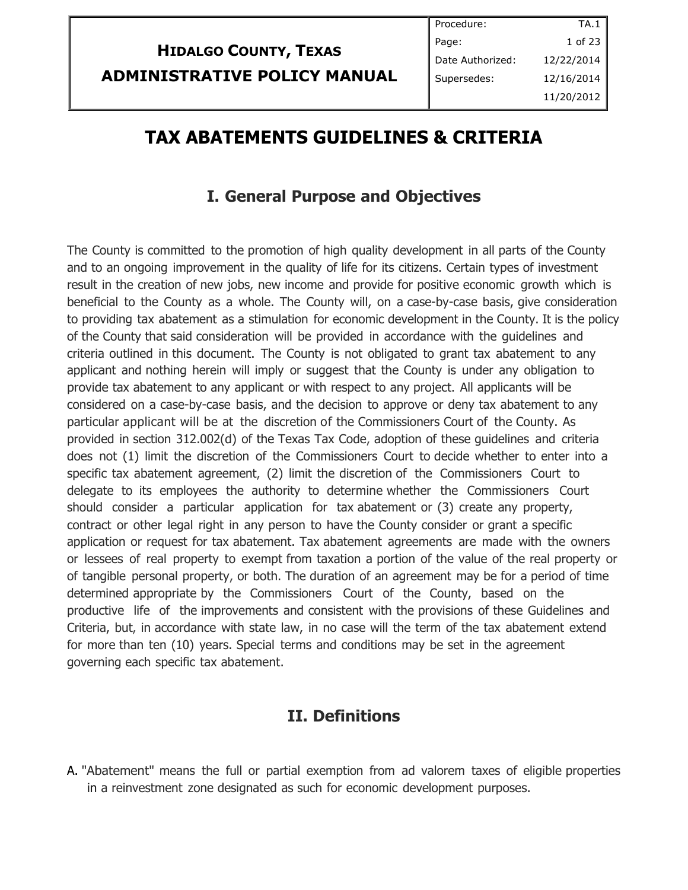| HIDALGO COUNTY, TEXAS ADMINISTRATIVE POLICY MANUAL | Procedure: | TA.1 |
|---|---|---|
| | Date Authorized: | 12/22/2014 |
| | Supersedes: | 12/16/2014 |
| | | 11/20/2012 |

# TAX ABATEMENTS GUIDELINES & CRITERIA

## I. General Purpose and Objectives

The County is committed to the promotion of high quality development in all parts of the County and to an ongoing improvement in the quality of life for its citizens. Certain types of investment result in the creation of new jobs, new income and provide for positive economic growth which is beneficial to the County as a whole. The County will, on a case-by-case basis, give consideration to providing tax abatement as a stimulation for economic development in the County. It is the policy of the County that said consideration will be provided in accordance with the guidelines and criteria outlined in this document. The County is not obligated to grant tax abatement to any applicant and nothing herein will imply or suggest that the County is under any obligation to provide tax abatement to any applicant or with respect to any project. All applicants will be considered on a case-by-case basis, and the decision to approve or deny tax abatement to any particular applicant will be at the discretion of the Commissioners Court of the County. As provided in section 312.002(d) of the Texas Tax Code, adoption of these guidelines and criteria does not (1) limit the discretion of the Commissioners Court to decide whether to enter into a specific tax abatement agreement, (2) limit the discretion of the Commissioners Court to delegate to its employees the authority to determine whether the Commissioners Court should consider a particular application for tax abatement or (3) create any property, contract or other legal right in any person to have the County consider or grant a specific application or request for tax abatement. Tax abatement agreements are made with the owners or lessees of real property to exempt from taxation a portion of the value of the real property or of tangible personal property, or both. The duration of an agreement may be for a period of time determined appropriate by the Commissioners Court of the County, based on the productive life of the improvements and consistent with the provisions of these Guidelines and Criteria, but, in accordance with state law, in no case will the term of the tax abatement extend for more than ten (10) years. Special terms and conditions may be set in the agreement governing each specific tax abatement.

## II. Definitions

A. "Abatement" means the full or partial exemption from ad valorem taxes of eligible properties in a reinvestment zone designated as such for economic development purposes.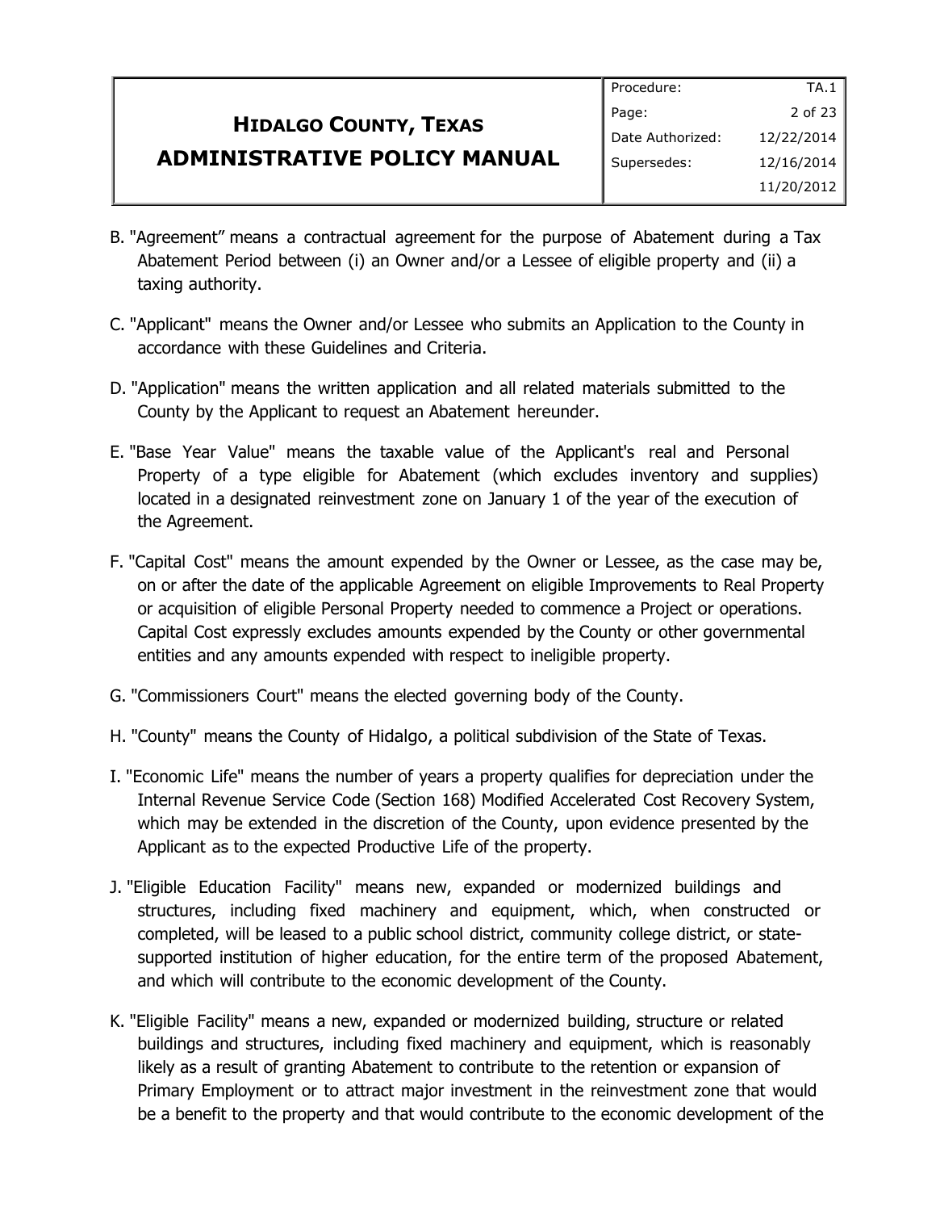B. "Agreement" means a contractual agreement for the purpose of Abatement during a Tax Abatement Period between (i) an Owner and/or a Lessee of eligible property and (ii) a taxing authority.

C. "Applicant" means the Owner and/or Lessee who submits an Application to the County in accordance with these Guidelines and Criteria.

D. "Application" means the written application and all related materials submitted to the County by the Applicant to request an Abatement hereunder.

E. "Base Year Value" means the taxable value of the Applicant's real and Personal Property of a type eligible for Abatement (which excludes inventory and supplies) located in a designated reinvestment zone on January 1 of the year of the execution of the Agreement.

F. "Capital Cost" means the amount expended by the Owner or Lessee, as the case may be, on or after the date of the applicable Agreement on eligible Improvements to Real Property or acquisition of eligible Personal Property needed to commence a Project or operations. Capital Cost expressly excludes amounts expended by the County or other governmental entities and any amounts expended with respect to ineligible property.

G. "Commissioners Court" means the elected governing body of the County.

H. "County" means the County of Hidalgo, a political subdivision of the State of Texas.

I. "Economic Life" means the number of years a property qualifies for depreciation under the Internal Revenue Service Code (Section 168) Modified Accelerated Cost Recovery System, which may be extended in the discretion of the County, upon evidence presented by the Applicant as to the expected Productive Life of the property.

J. "Eligible Education Facility" means new, expanded or modernized buildings and structures, including fixed machinery and equipment, which, when constructed or completed, will be leased to a public school district, community college district, or state-supported institution of higher education, for the entire term of the proposed Abatement, and which will contribute to the economic development of the County.

K. "Eligible Facility" means a new, expanded or modernized building, structure or related buildings and structures, including fixed machinery and equipment, which is reasonably likely as a result of granting Abatement to contribute to the retention or expansion of Primary Employment or to attract major investment in the reinvestment zone that would be a benefit to the property and that would contribute to the economic development of the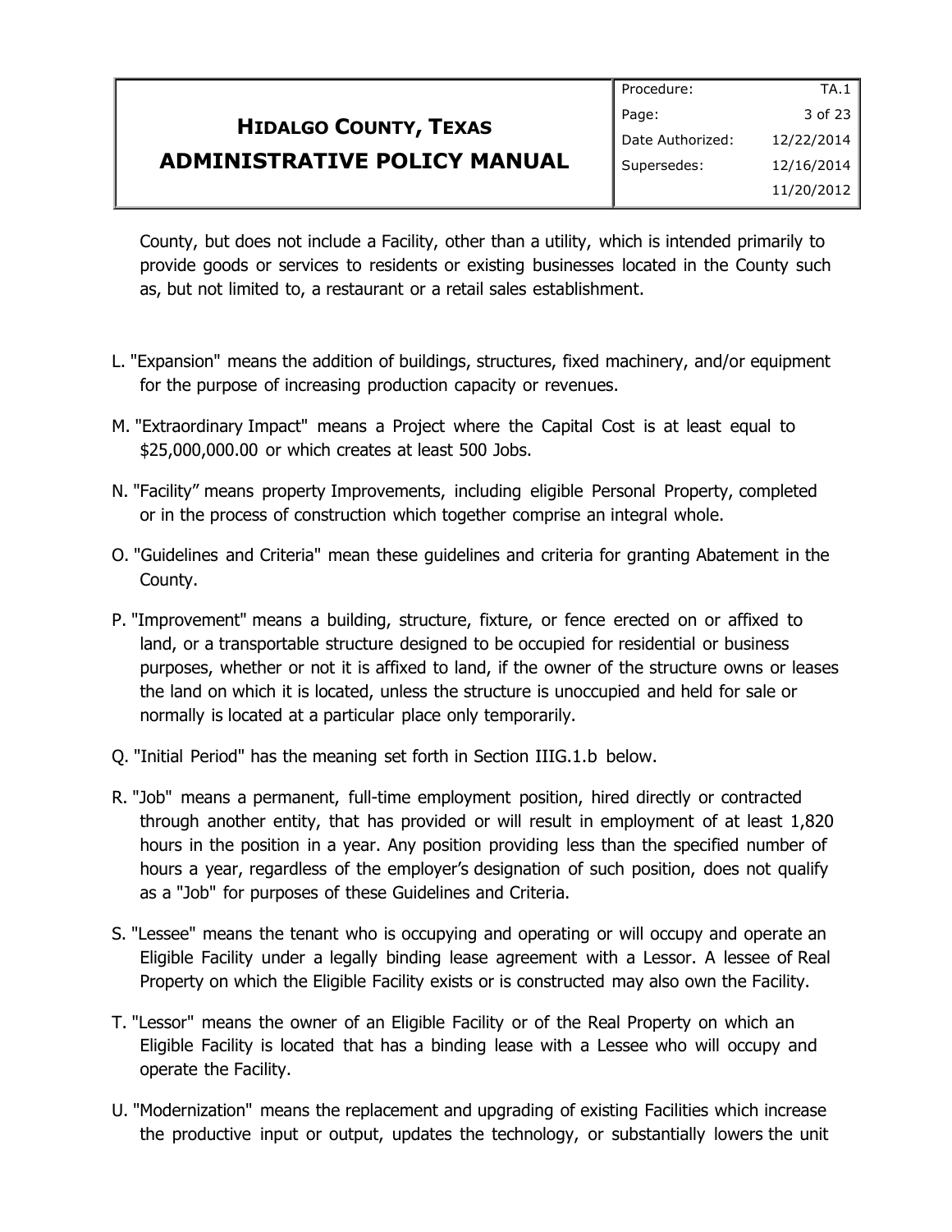County, but does not include a Facility, other than a utility, which is intended primarily to provide goods or services to residents or existing businesses located in the County such as, but not limited to, a restaurant or a retail sales establishment.

L. "Expansion" means the addition of buildings, structures, fixed machinery, and/or equipment for the purpose of increasing production capacity or revenues.

M. "Extraordinary Impact" means a Project where the Capital Cost is at least equal to $25,000,000.00 or which creates at least 500 Jobs.

N. "Facility" means property Improvements, including eligible Personal Property, completed or in the process of construction which together comprise an integral whole.

O. "Guidelines and Criteria" mean these guidelines and criteria for granting Abatement in the County.

P. "Improvement" means a building, structure, fixture, or fence erected on or affixed to land, or a transportable structure designed to be occupied for residential or business purposes, whether or not it is affixed to land, if the owner of the structure owns or leases the land on which it is located, unless the structure is unoccupied and held for sale or normally is located at a particular place only temporarily.

Q. "Initial Period" has the meaning set forth in Section IIIG.1.b below.

R. "Job" means a permanent, full-time employment position, hired directly or contracted through another entity, that has provided or will result in employment of at least 1,820 hours in the position in a year. Any position providing less than the specified number of hours a year, regardless of the employer's designation of such position, does not qualify as a "Job" for purposes of these Guidelines and Criteria.

S. "Lessee" means the tenant who is occupying and operating or will occupy and operate an Eligible Facility under a legally binding lease agreement with a Lessor. A lessee of Real Property on which the Eligible Facility exists or is constructed may also own the Facility.

T. "Lessor" means the owner of an Eligible Facility or of the Real Property on which an Eligible Facility is located that has a binding lease with a Lessee who will occupy and operate the Facility.

U. "Modernization" means the replacement and upgrading of existing Facilities which increase the productive input or output, updates the technology, or substantially lowers the unit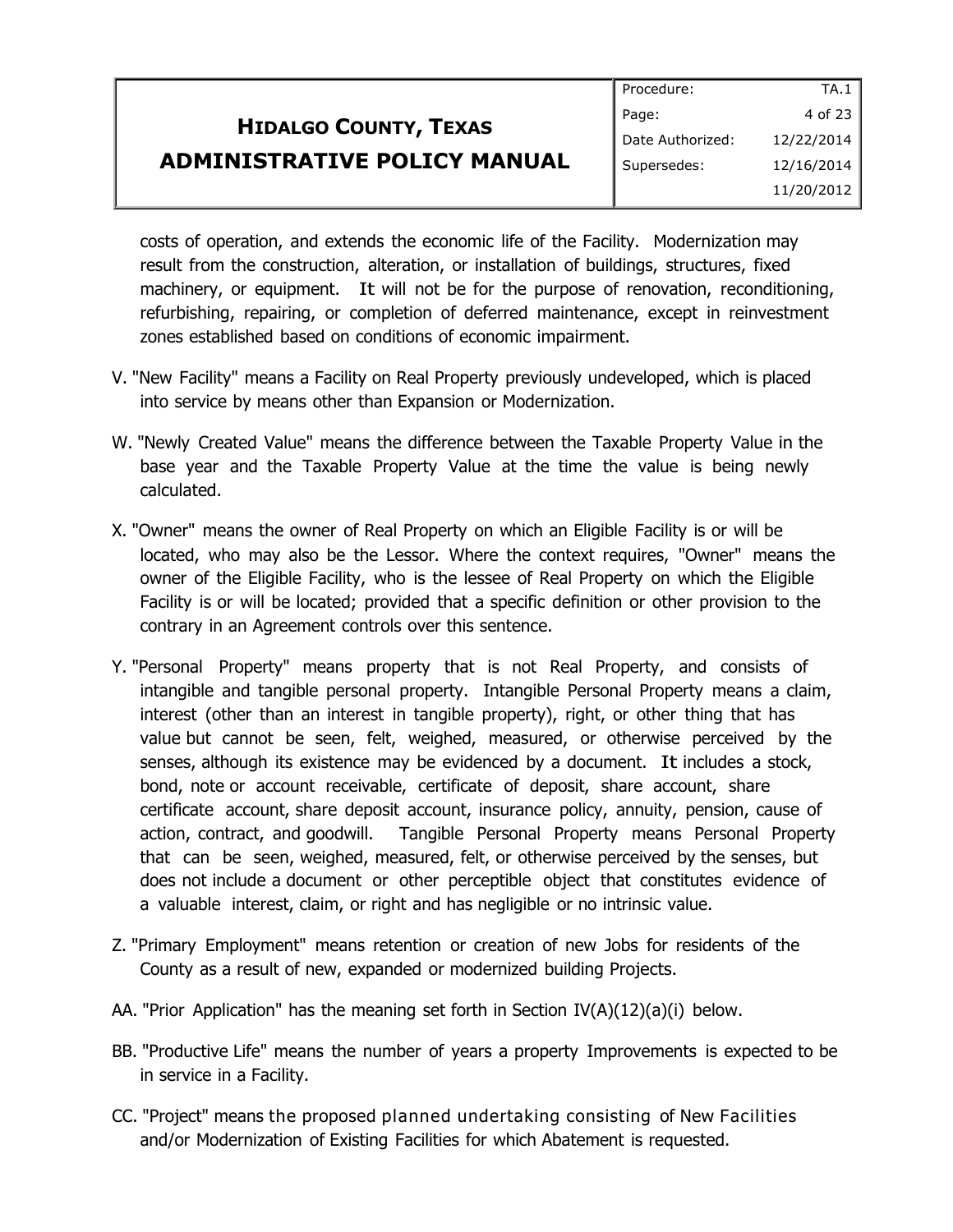costs of operation, and extends the economic life of the Facility. Modernization may result from the construction, alteration, or installation of buildings, structures, fixed machinery, or equipment. It will not be for the purpose of renovation, reconditioning, refurbishing, repairing, or completion of deferred maintenance, except in reinvestment zones established based on conditions of economic impairment.

V. "New Facility" means a Facility on Real Property previously undeveloped, which is placed into service by means other than Expansion or Modernization.

W. "Newly Created Value" means the difference between the Taxable Property Value in the base year and the Taxable Property Value at the time the value is being newly calculated.

X. "Owner" means the owner of Real Property on which an Eligible Facility is or will be located, who may also be the Lessor. Where the context requires, "Owner" means the owner of the Eligible Facility, who is the lessee of Real Property on which the Eligible Facility is or will be located; provided that a specific definition or other provision to the contrary in an Agreement controls over this sentence.

Y. "Personal Property" means property that is not Real Property, and consists of intangible and tangible personal property. Intangible Personal Property means a claim, interest (other than an interest in tangible property), right, or other thing that has value but cannot be seen, felt, weighed, measured, or otherwise perceived by the senses, although its existence may be evidenced by a document. It includes a stock, bond, note or account receivable, certificate of deposit, share account, share certificate account, share deposit account, insurance policy, annuity, pension, cause of action, contract, and goodwill. Tangible Personal Property means Personal Property that can be seen, weighed, measured, felt, or otherwise perceived by the senses, but does not include a document or other perceptible object that constitutes evidence of a valuable interest, claim, or right and has negligible or no intrinsic value.

Z. "Primary Employment" means retention or creation of new Jobs for residents of the County as a result of new, expanded or modernized building Projects.

AA. "Prior Application" has the meaning set forth in Section IV(A)(12)(a)(i) below.

BB. "Productive Life" means the number of years a property Improvements is expected to be in service in a Facility.

CC. "Project" means the proposed planned undertaking consisting of New Facilities and/or Modernization of Existing Facilities for which Abatement is requested.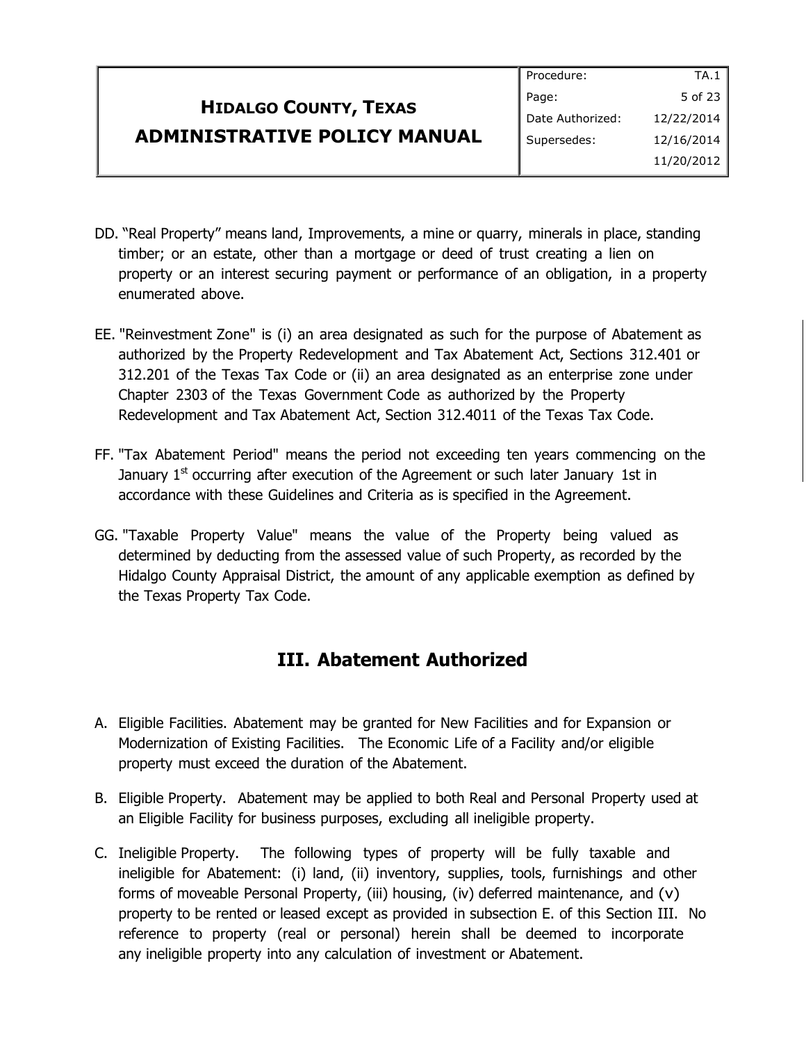DD. "Real Property" means land, Improvements, a mine or quarry, minerals in place, standing timber; or an estate, other than a mortgage or deed of trust creating a lien on property or an interest securing payment or performance of an obligation, in a property enumerated above.

EE. "Reinvestment Zone" is (i) an area designated as such for the purpose of Abatement as authorized by the Property Redevelopment and Tax Abatement Act, Sections 312.401 or 312.201 of the Texas Tax Code or (ii) an area designated as an enterprise zone under Chapter 2303 of the Texas Government Code as authorized by the Property Redevelopment and Tax Abatement Act, Section 312.4011 of the Texas Tax Code.

FF. "Tax Abatement Period" means the period not exceeding ten years commencing on the January 1st occurring after execution of the Agreement or such later January 1st in accordance with these Guidelines and Criteria as is specified in the Agreement.

GG. "Taxable Property Value" means the value of the Property being valued as determined by deducting from the assessed value of such Property, as recorded by the Hidalgo County Appraisal District, the amount of any applicable exemption as defined by the Texas Property Tax Code.

## III. Abatement Authorized

A. Eligible Facilities. Abatement may be granted for New Facilities and for Expansion or Modernization of Existing Facilities. The Economic Life of a Facility and/or eligible property must exceed the duration of the Abatement.

B. Eligible Property. Abatement may be applied to both Real and Personal Property used at an Eligible Facility for business purposes, excluding all ineligible property.

C. Ineligible Property. The following types of property will be fully taxable and ineligible for Abatement: (i) land, (ii) inventory, supplies, tools, furnishings and other forms of moveable Personal Property, (iii) housing, (iv) deferred maintenance, and (v) property to be rented or leased except as provided in subsection E. of this Section III. No reference to property (real or personal) herein shall be deemed to incorporate any ineligible property into any calculation of investment or Abatement.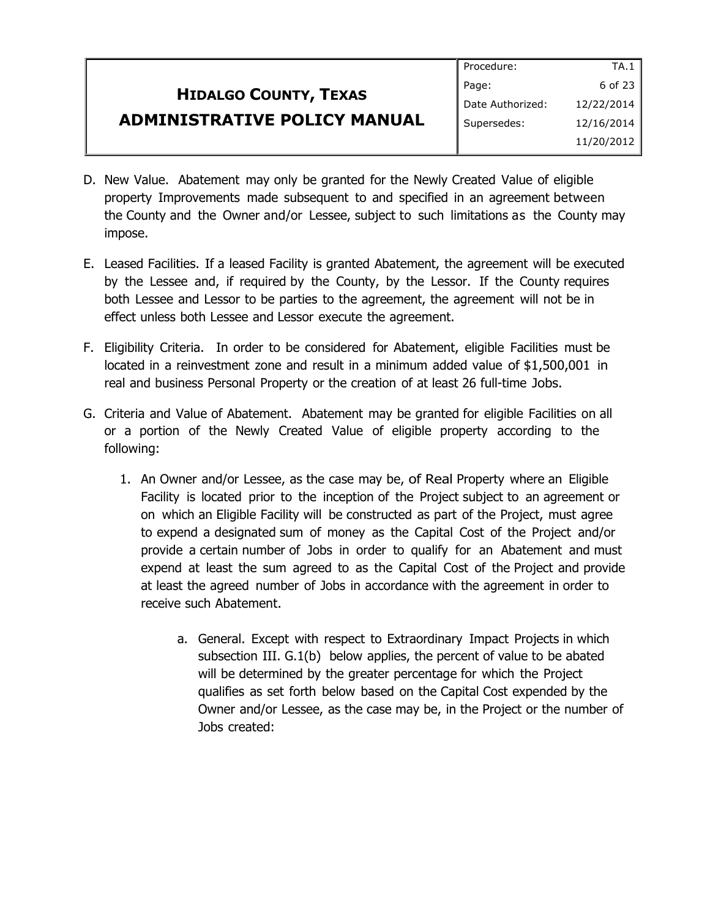D. New Value. Abatement may only be granted for the Newly Created Value of eligible property Improvements made subsequent to and specified in an agreement between the County and the Owner and/or Lessee, subject to such limitations as the County may impose.

E. Leased Facilities. If a leased Facility is granted Abatement, the agreement will be executed by the Lessee and, if required by the County, by the Lessor. If the County requires both Lessee and Lessor to be parties to the agreement, the agreement will not be in effect unless both Lessee and Lessor execute the agreement.

F. Eligibility Criteria. In order to be considered for Abatement, eligible Facilities must be located in a reinvestment zone and result in a minimum added value of $1,500,001 in real and business Personal Property or the creation of at least 26 full-time Jobs.

G. Criteria and Value of Abatement. Abatement may be granted for eligible Facilities on all or a portion of the Newly Created Value of eligible property according to the following:

   1. An Owner and/or Lessee, as the case may be, of Real Property where an Eligible Facility is located prior to the inception of the Project subject to an agreement or on which an Eligible Facility will be constructed as part of the Project, must agree to expend a designated sum of money as the Capital Cost of the Project and/or provide a certain number of Jobs in order to qualify for an Abatement and must expend at least the sum agreed to as the Capital Cost of the Project and provide at least the agreed number of Jobs in accordance with the agreement in order to receive such Abatement.

      a. General. Except with respect to Extraordinary Impact Projects in which subsection III. G.1(b) below applies, the percent of value to be abated will be determined by the greater percentage for which the Project qualifies as set forth below based on the Capital Cost expended by the Owner and/or Lessee, as the case may be, in the Project or the number of Jobs created: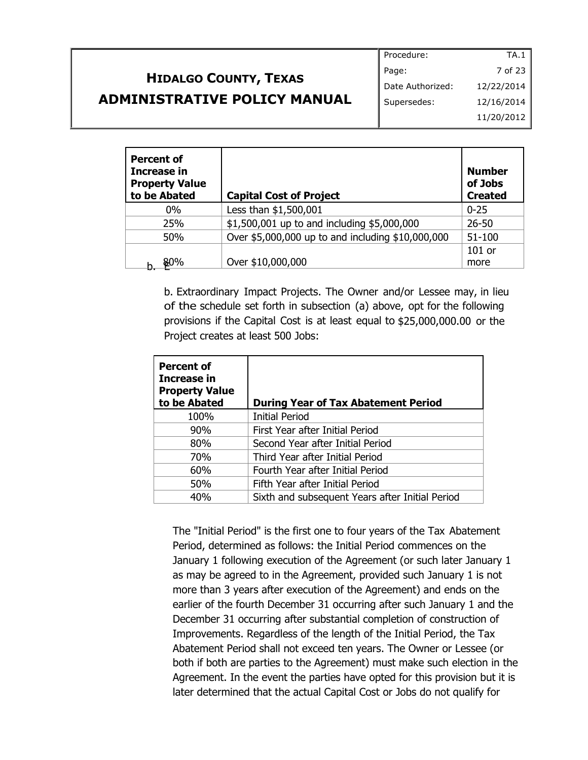| Percent of Increase in Property Value to be Abated | Capital Cost of Project | Number of Jobs Created |
|---|---|---|
| 0% | Less than $1,500,001 | 0-25 |
| 25% | $1,500,001 up to and including $5,000,000 | 26-50 |
| 50% | Over $5,000,000 up to and including $10,000,000 | 51-100 |
| 80% | Over $10,000,000 | 101 or more |

b. Extraordinary Impact Projects. The Owner and/or Lessee may, in lieu of the schedule set forth in subsection (a) above, opt for the following provisions if the Capital Cost is at least equal to $25,000,000.00 or the Project creates at least 500 Jobs:

| Percent of Increase in Property Value to be Abated | During Year of Tax Abatement Period |
|---|---|
| 100% | Initial Period |
| 90% | First Year after Initial Period |
| 80% | Second Year after Initial Period |
| 70% | Third Year after Initial Period |
| 60% | Fourth Year after Initial Period |
| 50% | Fifth Year after Initial Period |
| 40% | Sixth and subsequent Years after Initial Period |

The "Initial Period" is the first one to four years of the Tax Abatement Period, determined as follows: the Initial Period commences on the January 1 following execution of the Agreement (or such later January 1 as may be agreed to in the Agreement, provided such January 1 is not more than 3 years after execution of the Agreement) and ends on the earlier of the fourth December 31 occurring after such January 1 and the December 31 occurring after substantial completion of construction of Improvements. Regardless of the length of the Initial Period, the Tax Abatement Period shall not exceed ten years. The Owner or Lessee (or both if both are parties to the Agreement) must make such election in the Agreement. In the event the parties have opted for this provision but it is later determined that the actual Capital Cost or Jobs do not qualify for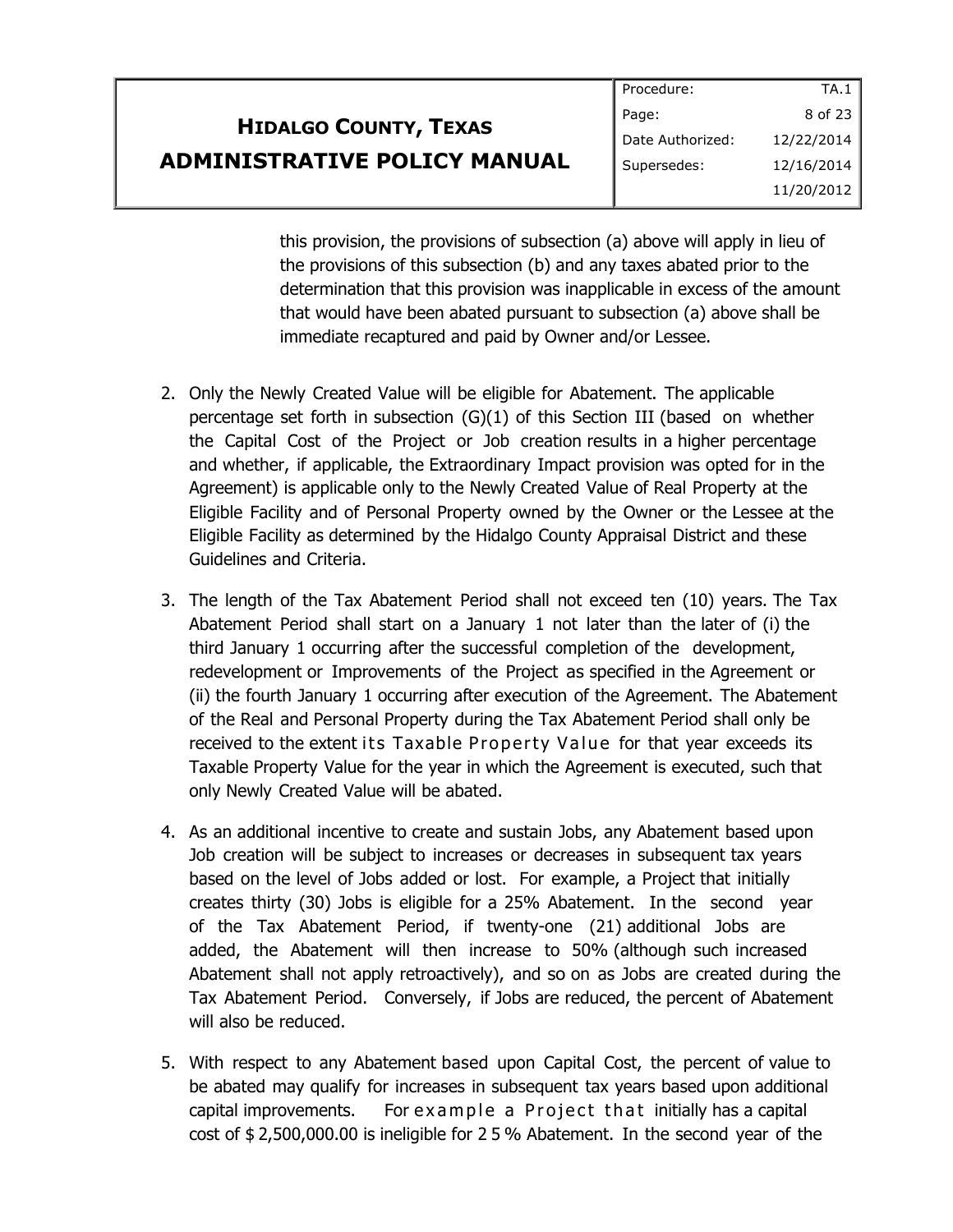this provision, the provisions of subsection (a) above will apply in lieu of the provisions of this subsection (b) and any taxes abated prior to the determination that this provision was inapplicable in excess of the amount that would have been abated pursuant to subsection (a) above shall be immediate recaptured and paid by Owner and/or Lessee.

2. Only the Newly Created Value will be eligible for Abatement. The applicable percentage set forth in subsection (G)(1) of this Section III (based on whether the Capital Cost of the Project or Job creation results in a higher percentage and whether, if applicable, the Extraordinary Impact provision was opted for in the Agreement) is applicable only to the Newly Created Value of Real Property at the Eligible Facility and of Personal Property owned by the Owner or the Lessee at the Eligible Facility as determined by the Hidalgo County Appraisal District and these Guidelines and Criteria.

3. The length of the Tax Abatement Period shall not exceed ten (10) years. The Tax Abatement Period shall start on a January 1 not later than the later of (i) the third January 1 occurring after the successful completion of the development, redevelopment or Improvements of the Project as specified in the Agreement or (ii) the fourth January 1 occurring after execution of the Agreement. The Abatement of the Real and Personal Property during the Tax Abatement Period shall only be received to the extent its Taxable Property Value for that year exceeds its Taxable Property Value for the year in which the Agreement is executed, such that only Newly Created Value will be abated.

4. As an additional incentive to create and sustain Jobs, any Abatement based upon Job creation will be subject to increases or decreases in subsequent tax years based on the level of Jobs added or lost. For example, a Project that initially creates thirty (30) Jobs is eligible for a 25% Abatement. In the second year of the Tax Abatement Period, if twenty-one (21) additional Jobs are added, the Abatement will then increase to 50% (although such increased Abatement shall not apply retroactively), and so on as Jobs are created during the Tax Abatement Period. Conversely, if Jobs are reduced, the percent of Abatement will also be reduced.

5. With respect to any Abatement based upon Capital Cost, the percent of value to be abated may qualify for increases in subsequent tax years based upon additional capital improvements. For example a Project that initially has a capital cost of $ 2,500,000.00 is ineligible for 25 % Abatement. In the second year of the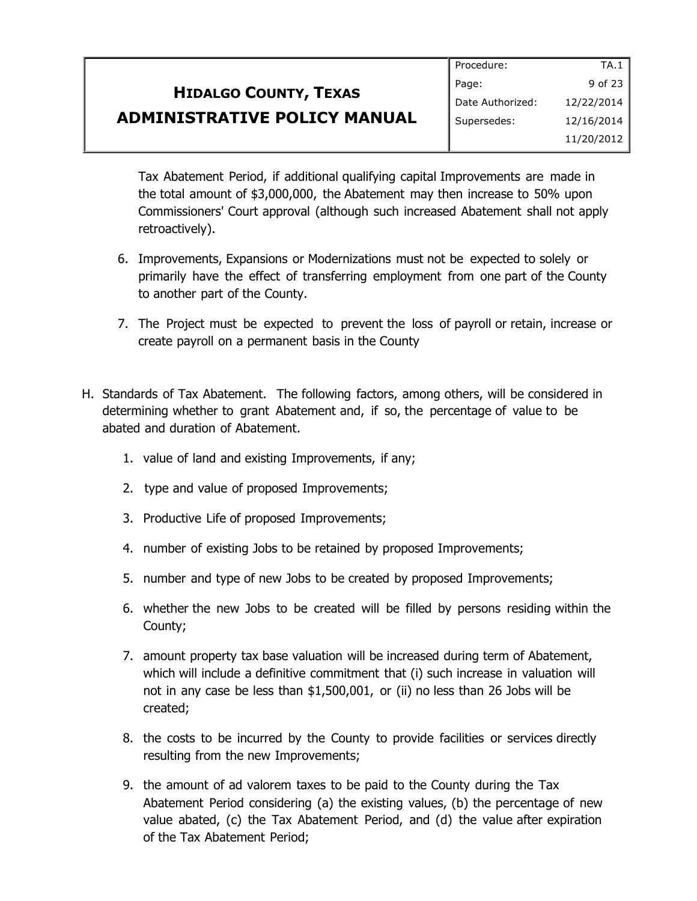Tax Abatement Period, if additional qualifying capital Improvements are made in the total amount of $3,000,000, the Abatement may then increase to 50% upon Commissioners' Court approval (although such increased Abatement shall not apply retroactively).

6. Improvements, Expansions or Modernizations must not be expected to solely or primarily have the effect of transferring employment from one part of the County to another part of the County.

7. The Project must be expected to prevent the loss of payroll or retain, increase or create payroll on a permanent basis in the County

H. Standards of Tax Abatement. The following factors, among others, will be considered in determining whether to grant Abatement and, if so, the percentage of value to be abated and duration of Abatement.

   1. value of land and existing Improvements, if any;

   2. type and value of proposed Improvements;

   3. Productive Life of proposed Improvements;

   4. number of existing Jobs to be retained by proposed Improvements;

   5. number and type of new Jobs to be created by proposed Improvements;

   6. whether the new Jobs to be created will be filled by persons residing within the County;

   7. amount property tax base valuation will be increased during term of Abatement, which will include a definitive commitment that (i) such increase in valuation will not in any case be less than $1,500,001, or (ii) no less than 26 Jobs will be created;

   8. the costs to be incurred by the County to provide facilities or services directly resulting from the new Improvements;

   9. the amount of ad valorem taxes to be paid to the County during the Tax Abatement Period considering (a) the existing values, (b) the percentage of new value abated, (c) the Tax Abatement Period, and (d) the value after expiration of the Tax Abatement Period;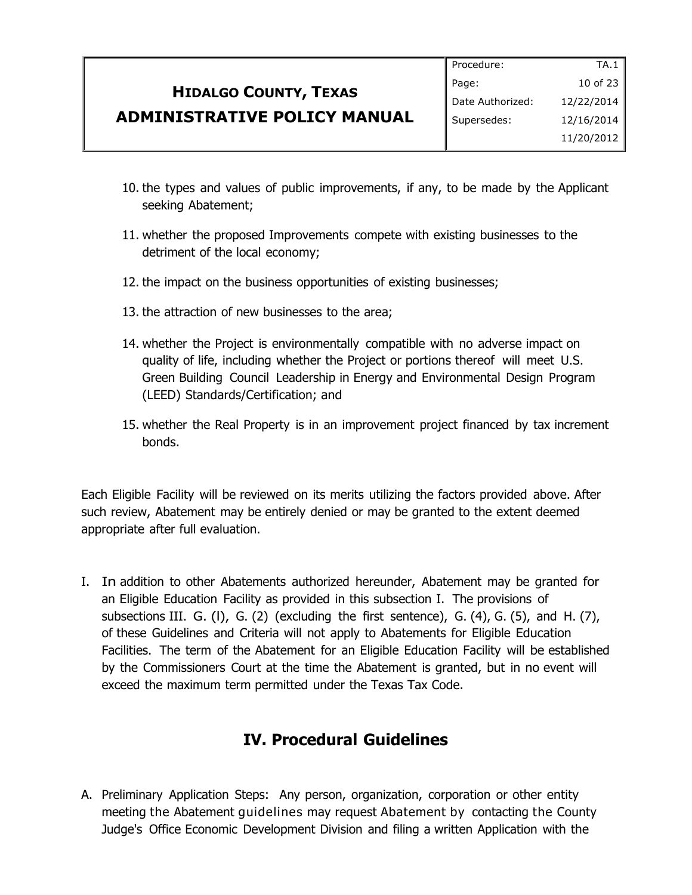10. the types and values of public improvements, if any, to be made by the Applicant seeking Abatement;

11. whether the proposed Improvements compete with existing businesses to the detriment of the local economy;

12. the impact on the business opportunities of existing businesses;

13. the attraction of new businesses to the area;

14. whether the Project is environmentally compatible with no adverse impact on quality of life, including whether the Project or portions thereof will meet U.S. Green Building Council Leadership in Energy and Environmental Design Program (LEED) Standards/Certification; and

15. whether the Real Property is in an improvement project financed by tax increment bonds.

Each Eligible Facility will be reviewed on its merits utilizing the factors provided above. After such review, Abatement may be entirely denied or may be granted to the extent deemed appropriate after full evaluation.

I. In addition to other Abatements authorized hereunder, Abatement may be granted for an Eligible Education Facility as provided in this subsection I. The provisions of subsections III. G. (l), G. (2) (excluding the first sentence), G. (4), G. (5), and H. (7), of these Guidelines and Criteria will not apply to Abatements for Eligible Education Facilities. The term of the Abatement for an Eligible Education Facility will be established by the Commissioners Court at the time the Abatement is granted, but in no event will exceed the maximum term permitted under the Texas Tax Code.

## IV. Procedural Guidelines

A. Preliminary Application Steps: Any person, organization, corporation or other entity meeting the Abatement guidelines may request Abatement by contacting the County Judge's Office Economic Development Division and filing a written Application with the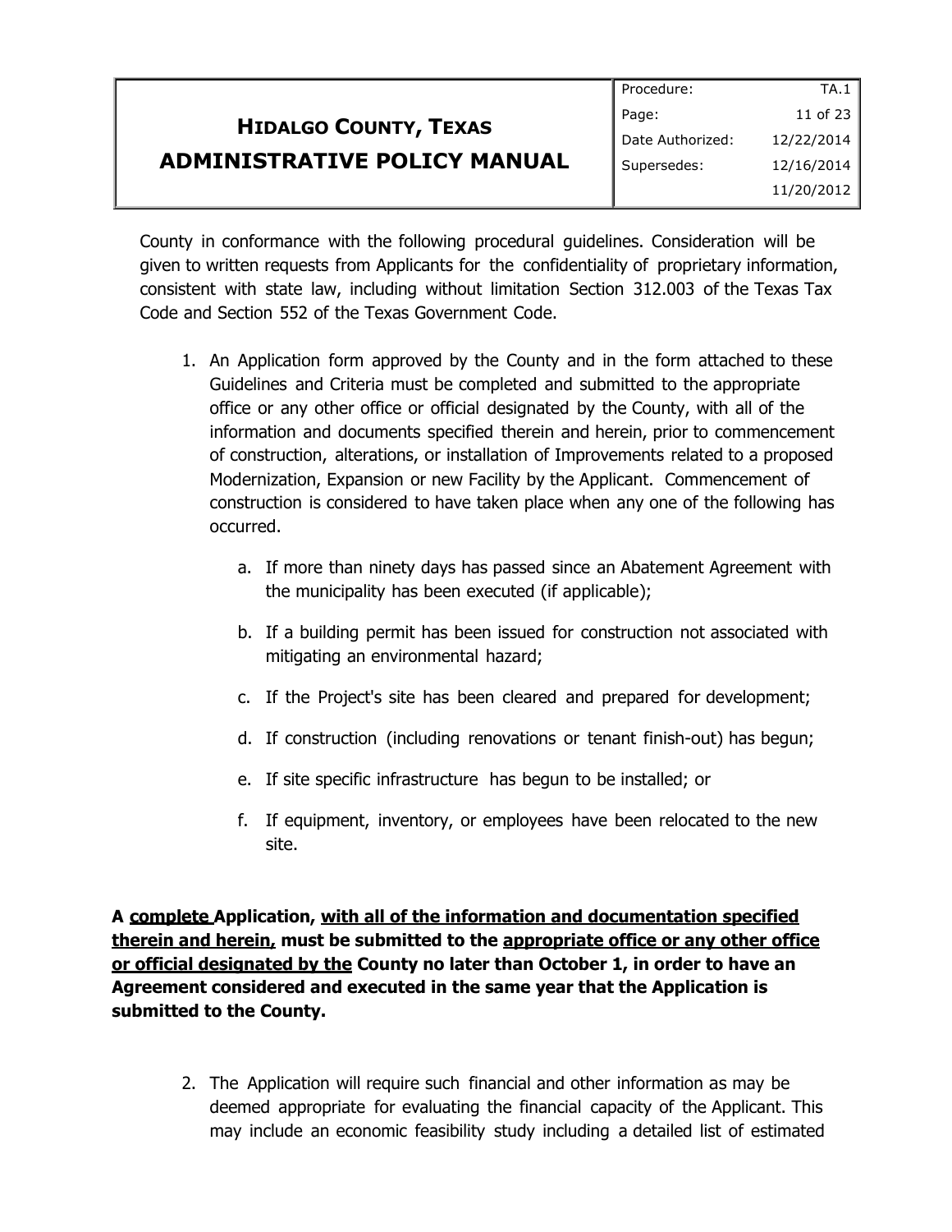County in conformance with the following procedural guidelines. Consideration will be given to written requests from Applicants for the confidentiality of proprietary information, consistent with state law, including without limitation Section 312.003 of the Texas Tax Code and Section 552 of the Texas Government Code.

1. An Application form approved by the County and in the form attached to these Guidelines and Criteria must be completed and submitted to the appropriate office or any other office or official designated by the County, with all of the information and documents specified therein and herein, prior to commencement of construction, alterations, or installation of Improvements related to a proposed Modernization, Expansion or new Facility by the Applicant. Commencement of construction is considered to have taken place when any one of the following has occurred.

   a. If more than ninety days has passed since an Abatement Agreement with the municipality has been executed (if applicable);

   b. If a building permit has been issued for construction not associated with mitigating an environmental hazard;

   c. If the Project's site has been cleared and prepared for development;

   d. If construction (including renovations or tenant finish-out) has begun;

   e. If site specific infrastructure has begun to be installed; or

   f. If equipment, inventory, or employees have been relocated to the new site.

**A <u>complete</u> Application, <u>with all of the information and documentation specified therein and herein,</u> must be submitted to the <u>appropriate office or any other office or official designated by the</u> County no later than October 1, in order to have an Agreement considered and executed in the same year that the Application is submitted to the County.**

2. The Application will require such financial and other information as may be deemed appropriate for evaluating the financial capacity of the Applicant. This may include an economic feasibility study including a detailed list of estimated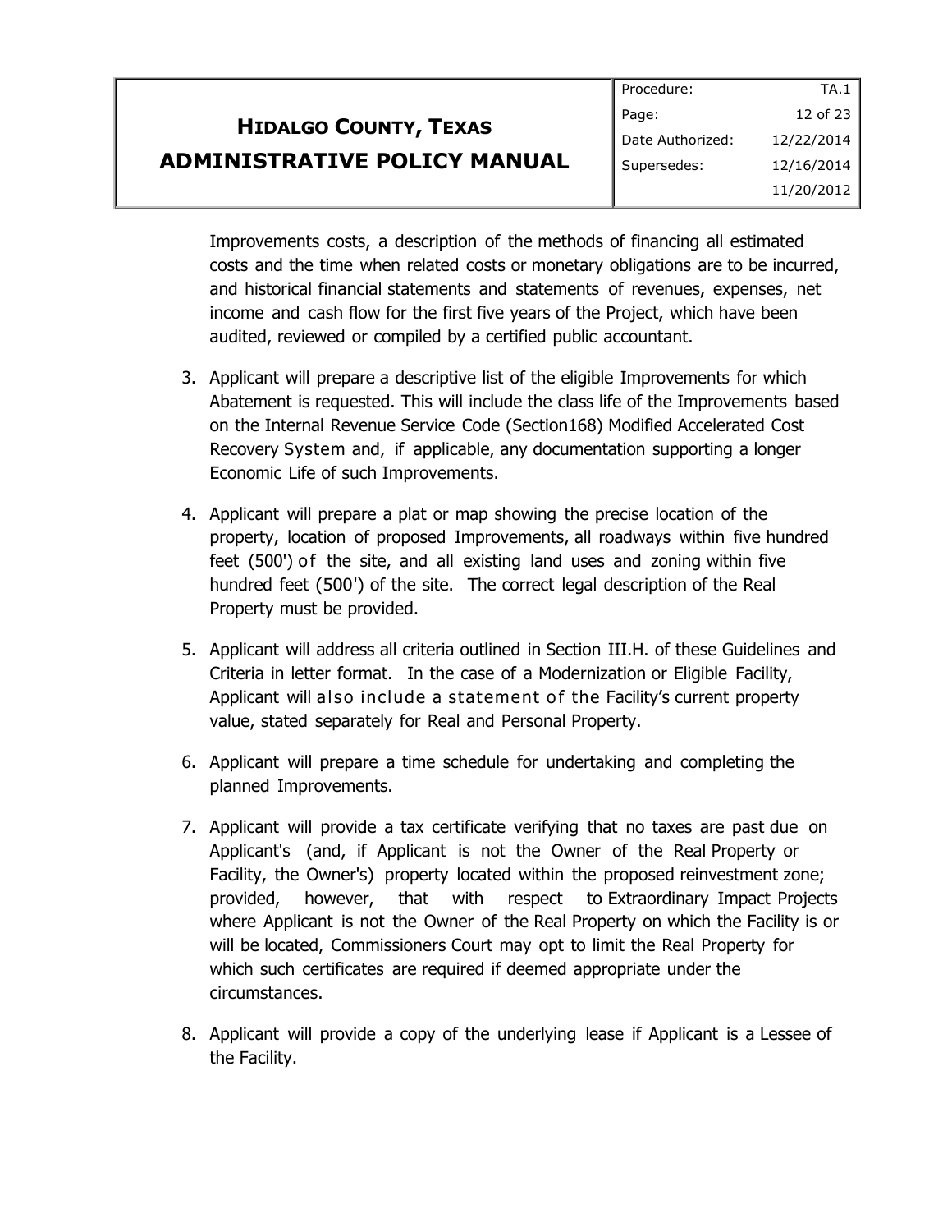Improvements costs, a description of the methods of financing all estimated costs and the time when related costs or monetary obligations are to be incurred, and historical financial statements and statements of revenues, expenses, net income and cash flow for the first five years of the Project, which have been audited, reviewed or compiled by a certified public accountant.

3. Applicant will prepare a descriptive list of the eligible Improvements for which Abatement is requested. This will include the class life of the Improvements based on the Internal Revenue Service Code (Section168) Modified Accelerated Cost Recovery System and, if applicable, any documentation supporting a longer Economic Life of such Improvements.

4. Applicant will prepare a plat or map showing the precise location of the property, location of proposed Improvements, all roadways within five hundred feet (500') of the site, and all existing land uses and zoning within five hundred feet (500') of the site. The correct legal description of the Real Property must be provided.

5. Applicant will address all criteria outlined in Section III.H. of these Guidelines and Criteria in letter format. In the case of a Modernization or Eligible Facility, Applicant will also include a statement of the Facility's current property value, stated separately for Real and Personal Property.

6. Applicant will prepare a time schedule for undertaking and completing the planned Improvements.

7. Applicant will provide a tax certificate verifying that no taxes are past due on Applicant's (and, if Applicant is not the Owner of the Real Property or Facility, the Owner's) property located within the proposed reinvestment zone; provided, however, that with respect to Extraordinary Impact Projects where Applicant is not the Owner of the Real Property on which the Facility is or will be located, Commissioners Court may opt to limit the Real Property for which such certificates are required if deemed appropriate under the circumstances.

8. Applicant will provide a copy of the underlying lease if Applicant is a Lessee of the Facility.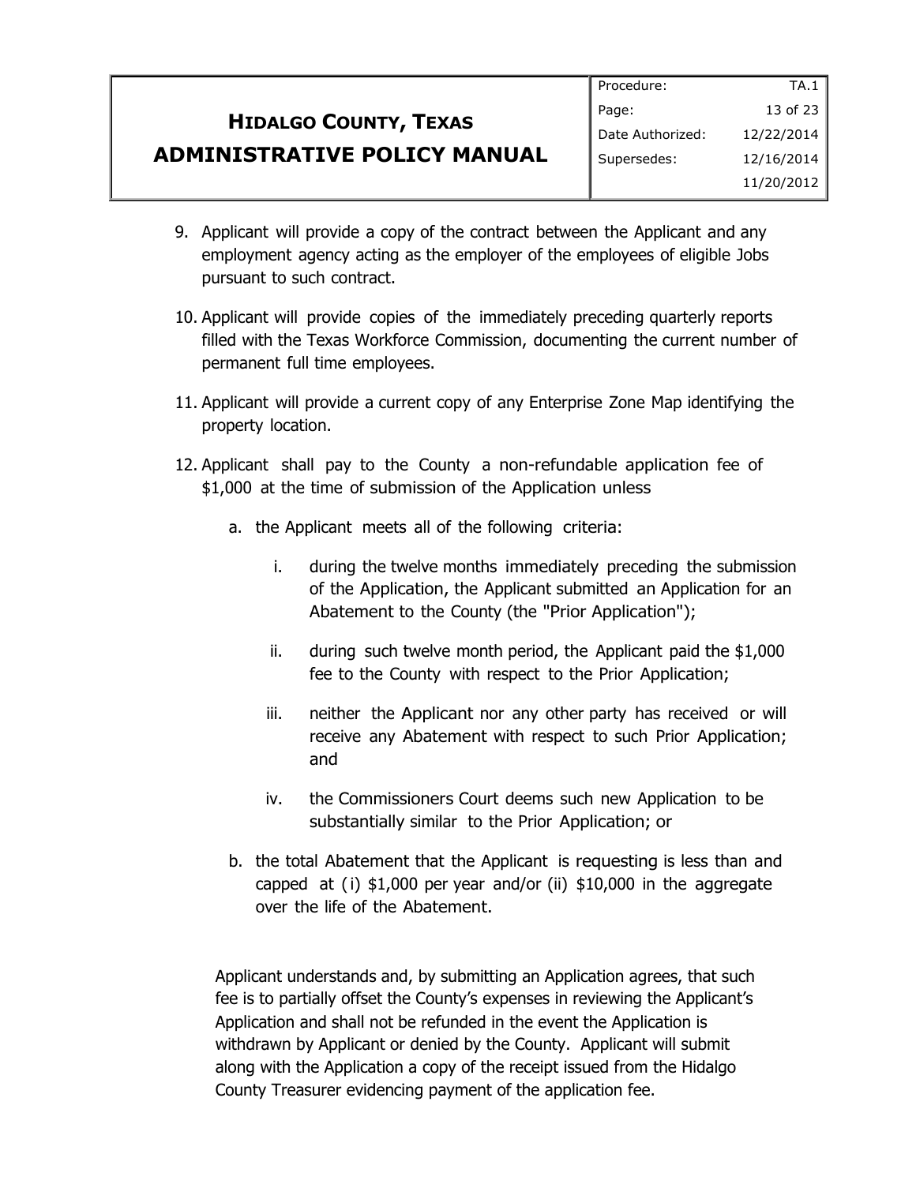9. Applicant will provide a copy of the contract between the Applicant and any employment agency acting as the employer of the employees of eligible Jobs pursuant to such contract.

10. Applicant will provide copies of the immediately preceding quarterly reports filled with the Texas Workforce Commission, documenting the current number of permanent full time employees.

11. Applicant will provide a current copy of any Enterprise Zone Map identifying the property location.

12. Applicant shall pay to the County a non-refundable application fee of $1,000 at the time of submission of the Application unless

    a. the Applicant meets all of the following criteria:

        i. during the twelve months immediately preceding the submission of the Application, the Applicant submitted an Application for an Abatement to the County (the "Prior Application");

        ii. during such twelve month period, the Applicant paid the $1,000 fee to the County with respect to the Prior Application;

        iii. neither the Applicant nor any other party has received or will receive any Abatement with respect to such Prior Application; and

        iv. the Commissioners Court deems such new Application to be substantially similar to the Prior Application; or

    b. the total Abatement that the Applicant is requesting is less than and capped at (i) $1,000 per year and/or (ii) $10,000 in the aggregate over the life of the Abatement.

Applicant understands and, by submitting an Application agrees, that such fee is to partially offset the County's expenses in reviewing the Applicant's Application and shall not be refunded in the event the Application is withdrawn by Applicant or denied by the County. Applicant will submit along with the Application a copy of the receipt issued from the Hidalgo County Treasurer evidencing payment of the application fee.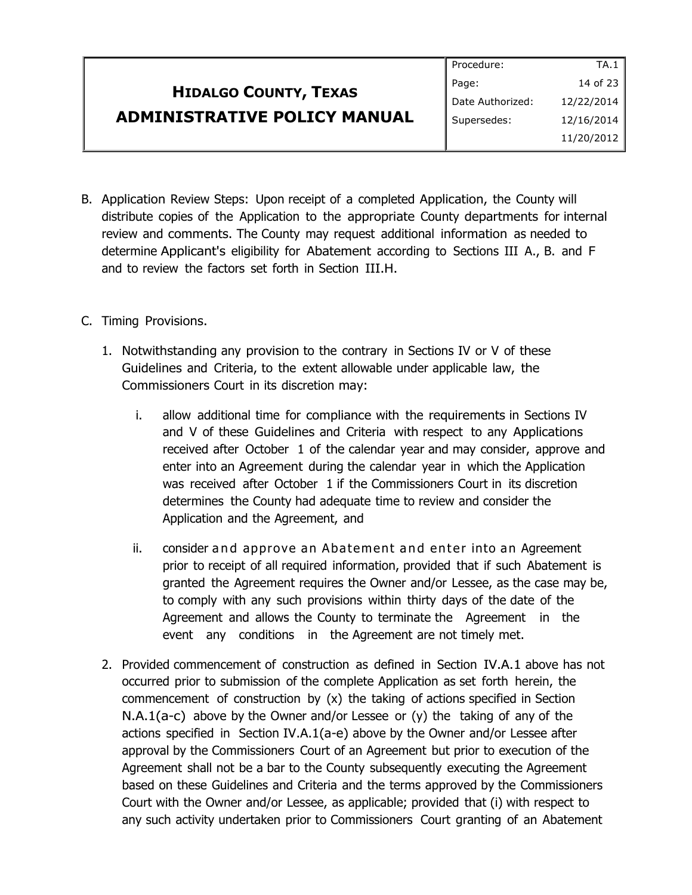B. Application Review Steps: Upon receipt of a completed Application, the County will distribute copies of the Application to the appropriate County departments for internal review and comments. The County may request additional information as needed to determine Applicant's eligibility for Abatement according to Sections III A., B. and F and to review the factors set forth in Section III.H.

C. Timing Provisions.

   1. Notwithstanding any provision to the contrary in Sections IV or V of these Guidelines and Criteria, to the extent allowable under applicable law, the Commissioners Court in its discretion may:

      i. allow additional time for compliance with the requirements in Sections IV and V of these Guidelines and Criteria with respect to any Applications received after October 1 of the calendar year and may consider, approve and enter into an Agreement during the calendar year in which the Application was received after October 1 if the Commissioners Court in its discretion determines the County had adequate time to review and consider the Application and the Agreement, and

      ii. consider and approve an Abatement and enter into an Agreement prior to receipt of all required information, provided that if such Abatement is granted the Agreement requires the Owner and/or Lessee, as the case may be, to comply with any such provisions within thirty days of the date of the Agreement and allows the County to terminate the Agreement in the event any conditions in the Agreement are not timely met.

   2. Provided commencement of construction as defined in Section IV.A.1 above has not occurred prior to submission of the complete Application as set forth herein, the commencement of construction by (x) the taking of actions specified in Section N.A.1(a-c) above by the Owner and/or Lessee or (y) the taking of any of the actions specified in Section IV.A.1(a-e) above by the Owner and/or Lessee after approval by the Commissioners Court of an Agreement but prior to execution of the Agreement shall not be a bar to the County subsequently executing the Agreement based on these Guidelines and Criteria and the terms approved by the Commissioners Court with the Owner and/or Lessee, as applicable; provided that (i) with respect to any such activity undertaken prior to Commissioners Court granting of an Abatement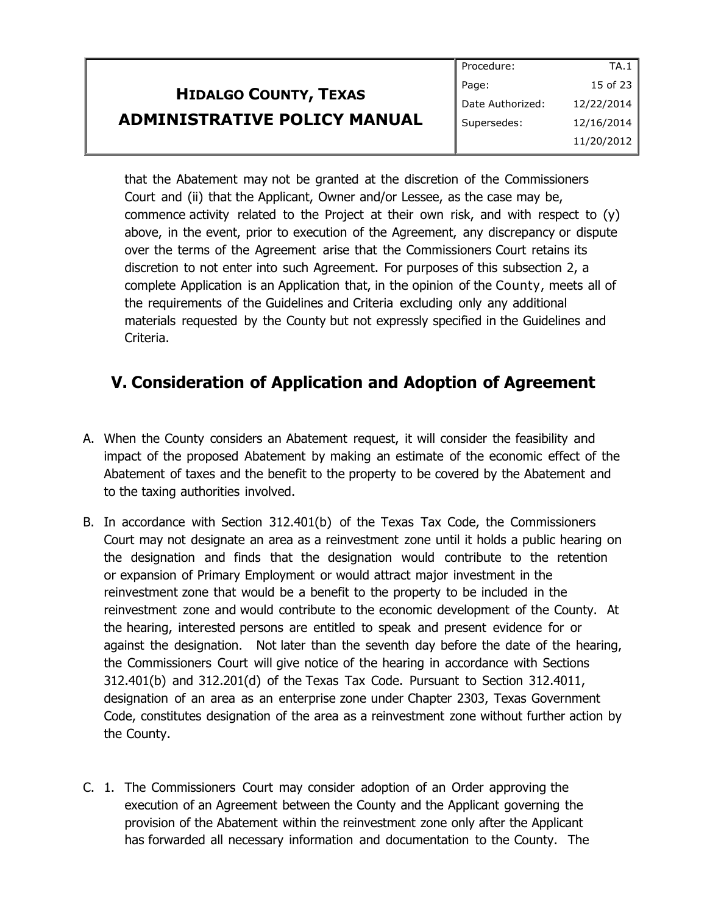that the Abatement may not be granted at the discretion of the Commissioners Court and (ii) that the Applicant, Owner and/or Lessee, as the case may be, commence activity related to the Project at their own risk, and with respect to (y) above, in the event, prior to execution of the Agreement, any discrepancy or dispute over the terms of the Agreement arise that the Commissioners Court retains its discretion to not enter into such Agreement. For purposes of this subsection 2, a complete Application is an Application that, in the opinion of the County, meets all of the requirements of the Guidelines and Criteria excluding only any additional materials requested by the County but not expressly specified in the Guidelines and Criteria.

## V. Consideration of Application and Adoption of Agreement

A. When the County considers an Abatement request, it will consider the feasibility and impact of the proposed Abatement by making an estimate of the economic effect of the Abatement of taxes and the benefit to the property to be covered by the Abatement and to the taxing authorities involved.

B. In accordance with Section 312.401(b) of the Texas Tax Code, the Commissioners Court may not designate an area as a reinvestment zone until it holds a public hearing on the designation and finds that the designation would contribute to the retention or expansion of Primary Employment or would attract major investment in the reinvestment zone that would be a benefit to the property to be included in the reinvestment zone and would contribute to the economic development of the County. At the hearing, interested persons are entitled to speak and present evidence for or against the designation. Not later than the seventh day before the date of the hearing, the Commissioners Court will give notice of the hearing in accordance with Sections 312.401(b) and 312.201(d) of the Texas Tax Code. Pursuant to Section 312.4011, designation of an area as an enterprise zone under Chapter 2303, Texas Government Code, constitutes designation of the area as a reinvestment zone without further action by the County.

C. 1. The Commissioners Court may consider adoption of an Order approving the execution of an Agreement between the County and the Applicant governing the provision of the Abatement within the reinvestment zone only after the Applicant has forwarded all necessary information and documentation to the County. The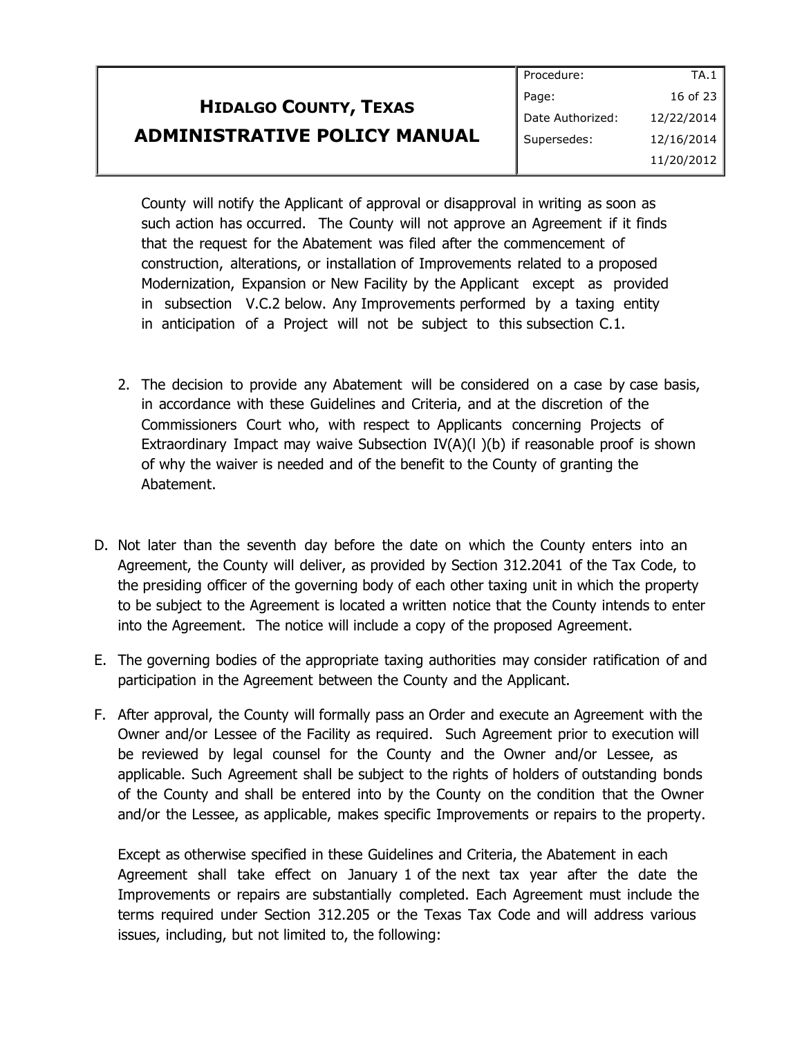County will notify the Applicant of approval or disapproval in writing as soon as such action has occurred. The County will not approve an Agreement if it finds that the request for the Abatement was filed after the commencement of construction, alterations, or installation of Improvements related to a proposed Modernization, Expansion or New Facility by the Applicant except as provided in subsection V.C.2 below. Any Improvements performed by a taxing entity in anticipation of a Project will not be subject to this subsection C.1.

2. The decision to provide any Abatement will be considered on a case by case basis, in accordance with these Guidelines and Criteria, and at the discretion of the Commissioners Court who, with respect to Applicants concerning Projects of Extraordinary Impact may waive Subsection IV(A)(l )(b) if reasonable proof is shown of why the waiver is needed and of the benefit to the County of granting the Abatement.

D. Not later than the seventh day before the date on which the County enters into an Agreement, the County will deliver, as provided by Section 312.2041 of the Tax Code, to the presiding officer of the governing body of each other taxing unit in which the property to be subject to the Agreement is located a written notice that the County intends to enter into the Agreement. The notice will include a copy of the proposed Agreement.

E. The governing bodies of the appropriate taxing authorities may consider ratification of and participation in the Agreement between the County and the Applicant.

F. After approval, the County will formally pass an Order and execute an Agreement with the Owner and/or Lessee of the Facility as required. Such Agreement prior to execution will be reviewed by legal counsel for the County and the Owner and/or Lessee, as applicable. Such Agreement shall be subject to the rights of holders of outstanding bonds of the County and shall be entered into by the County on the condition that the Owner and/or the Lessee, as applicable, makes specific Improvements or repairs to the property.

   Except as otherwise specified in these Guidelines and Criteria, the Abatement in each Agreement shall take effect on January 1 of the next tax year after the date the Improvements or repairs are substantially completed. Each Agreement must include the terms required under Section 312.205 or the Texas Tax Code and will address various issues, including, but not limited to, the following: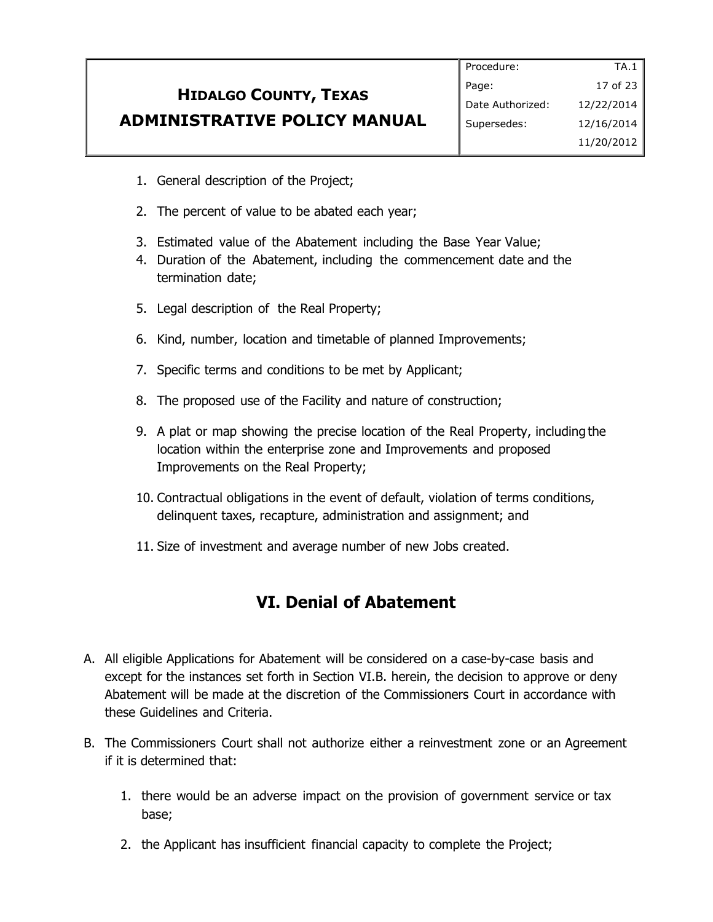1. General description of the Project;
2. The percent of value to be abated each year;
3. Estimated value of the Abatement including the Base Year Value;
4. Duration of the Abatement, including the commencement date and the termination date;
5. Legal description of the Real Property;
6. Kind, number, location and timetable of planned Improvements;
7. Specific terms and conditions to be met by Applicant;
8. The proposed use of the Facility and nature of construction;
9. A plat or map showing the precise location of the Real Property, including the location within the enterprise zone and Improvements and proposed Improvements on the Real Property;
10. Contractual obligations in the event of default, violation of terms conditions, delinquent taxes, recapture, administration and assignment; and
11. Size of investment and average number of new Jobs created.

## VI. Denial of Abatement

A. All eligible Applications for Abatement will be considered on a case-by-case basis and except for the instances set forth in Section VI.B. herein, the decision to approve or deny Abatement will be made at the discretion of the Commissioners Court in accordance with these Guidelines and Criteria.

B. The Commissioners Court shall not authorize either a reinvestment zone or an Agreement if it is determined that:

   1. there would be an adverse impact on the provision of government service or tax base;
   2. the Applicant has insufficient financial capacity to complete the Project;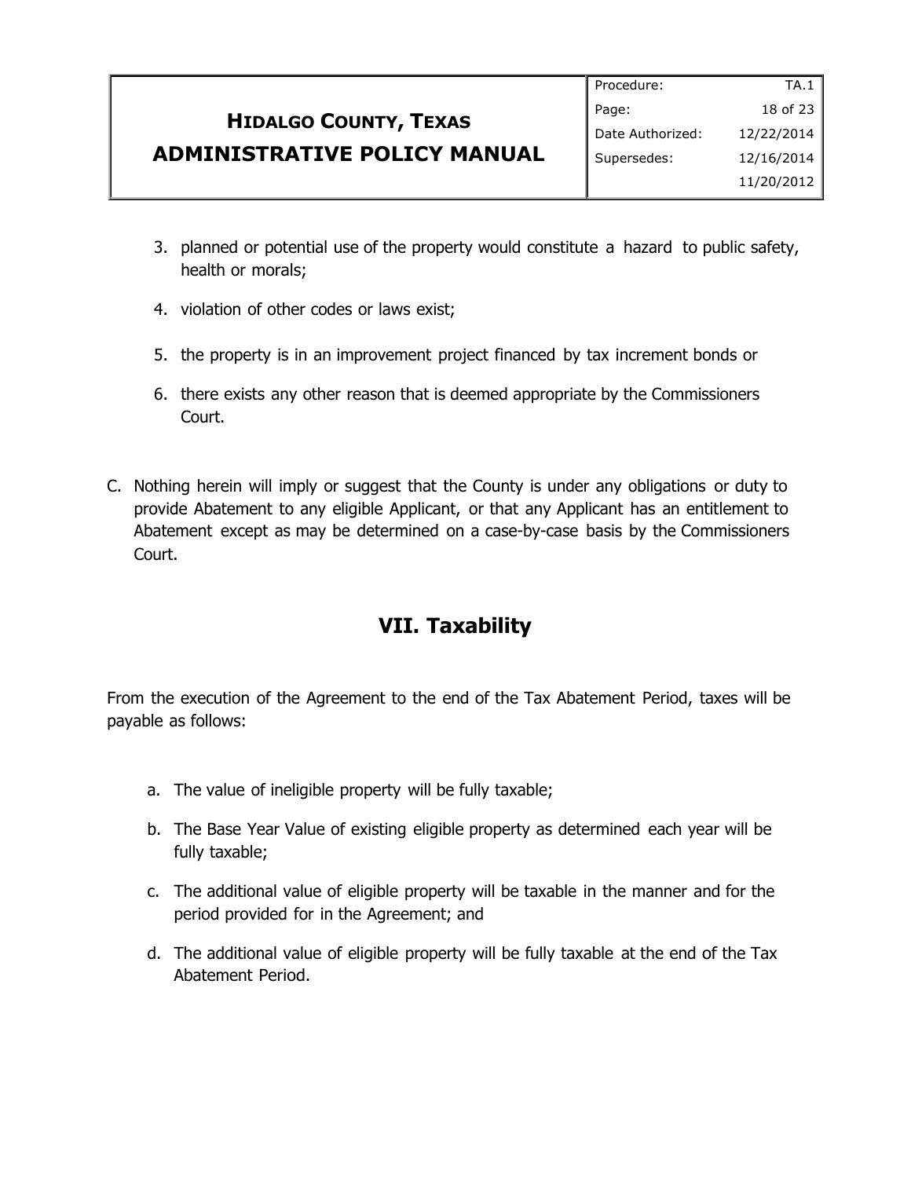3. planned or potential use of the property would constitute a hazard to public safety, health or morals;

4. violation of other codes or laws exist;

5. the property is in an improvement project financed by tax increment bonds or

6. there exists any other reason that is deemed appropriate by the Commissioners Court.

C. Nothing herein will imply or suggest that the County is under any obligations or duty to provide Abatement to any eligible Applicant, or that any Applicant has an entitlement to Abatement except as may be determined on a case-by-case basis by the Commissioners Court.

## VII. Taxability

From the execution of the Agreement to the end of the Tax Abatement Period, taxes will be payable as follows:

a. The value of ineligible property will be fully taxable;

b. The Base Year Value of existing eligible property as determined each year will be fully taxable;

c. The additional value of eligible property will be taxable in the manner and for the period provided for in the Agreement; and

d. The additional value of eligible property will be fully taxable at the end of the Tax Abatement Period.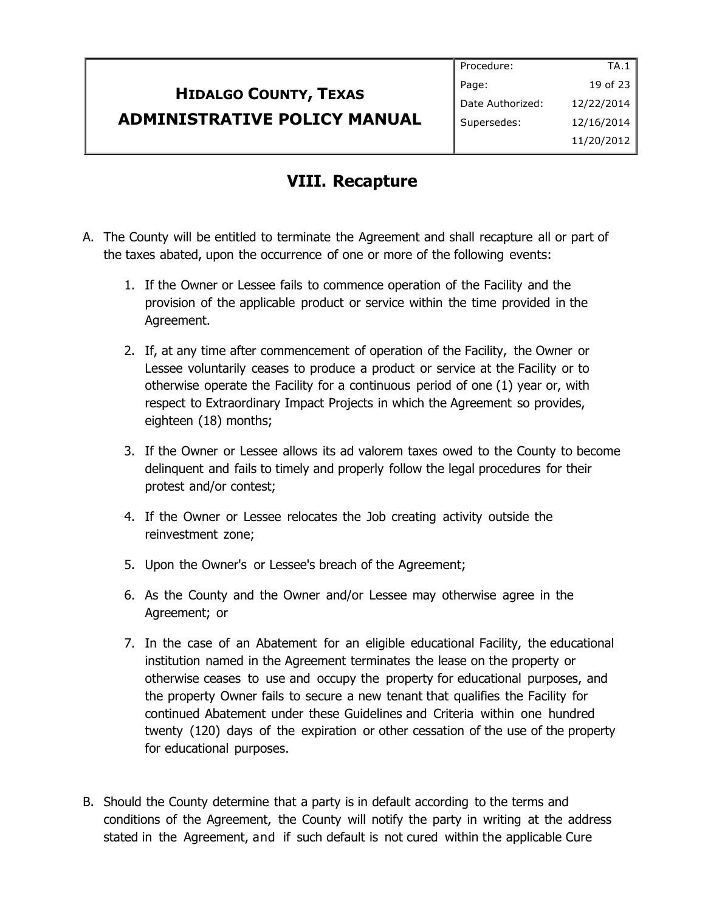## VIII. Recapture

A. The County will be entitled to terminate the Agreement and shall recapture all or part of the taxes abated, upon the occurrence of one or more of the following events:

   1. If the Owner or Lessee fails to commence operation of the Facility and the provision of the applicable product or service within the time provided in the Agreement.

   2. If, at any time after commencement of operation of the Facility, the Owner or Lessee voluntarily ceases to produce a product or service at the Facility or to otherwise operate the Facility for a continuous period of one (1) year or, with respect to Extraordinary Impact Projects in which the Agreement so provides, eighteen (18) months;

   3. If the Owner or Lessee allows its ad valorem taxes owed to the County to become delinquent and fails to timely and properly follow the legal procedures for their protest and/or contest;

   4. If the Owner or Lessee relocates the Job creating activity outside the reinvestment zone;

   5. Upon the Owner's or Lessee's breach of the Agreement;

   6. As the County and the Owner and/or Lessee may otherwise agree in the Agreement; or

   7. In the case of an Abatement for an eligible educational Facility, the educational institution named in the Agreement terminates the lease on the property or otherwise ceases to use and occupy the property for educational purposes, and the property Owner fails to secure a new tenant that qualifies the Facility for continued Abatement under these Guidelines and Criteria within one hundred twenty (120) days of the expiration or other cessation of the use of the property for educational purposes.

B. Should the County determine that a party is in default according to the terms and conditions of the Agreement, the County will notify the party in writing at the address stated in the Agreement, and if such default is not cured within the applicable Cure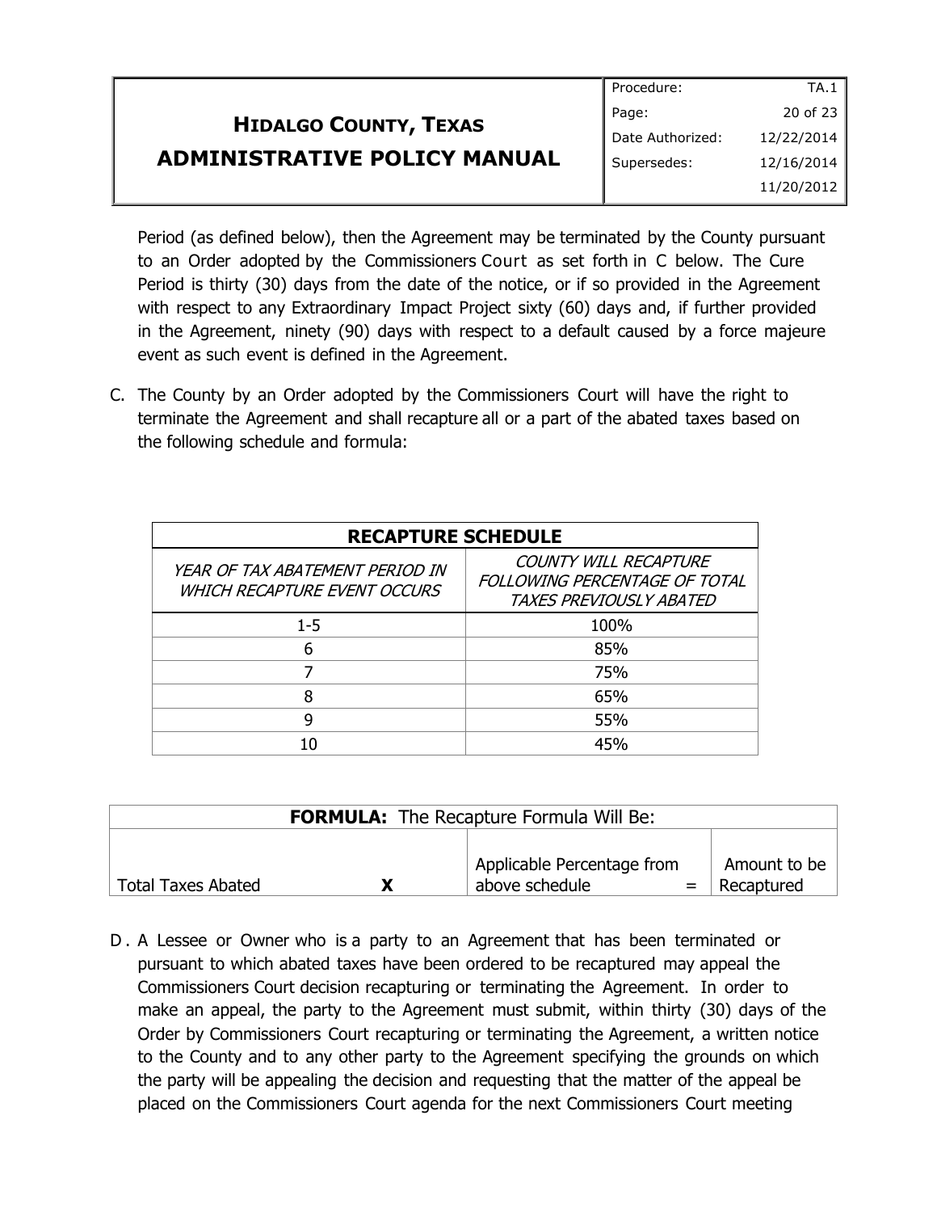Period (as defined below), then the Agreement may be terminated by the County pursuant to an Order adopted by the Commissioners Court as set forth in C below. The Cure Period is thirty (30) days from the date of the notice, or if so provided in the Agreement with respect to any Extraordinary Impact Project sixty (60) days and, if further provided in the Agreement, ninety (90) days with respect to a default caused by a force majeure event as such event is defined in the Agreement.

C. The County by an Order adopted by the Commissioners Court will have the right to terminate the Agreement and shall recapture all or a part of the abated taxes based on the following schedule and formula:

| **RECAPTURE SCHEDULE** | |
|---|---|
| *YEAR OF TAX ABATEMENT PERIOD IN WHICH RECAPTURE EVENT OCCURS* | *COUNTY WILL RECAPTURE FOLLOWING PERCENTAGE OF TOTAL TAXES PREVIOUSLY ABATED* |
| 1-5 | 100% |
| 6 | 85% |
| 7 | 75% |
| 8 | 65% |
| 9 | 55% |
| 10 | 45% |

| **FORMULA:** The Recapture Formula Will Be: | | | | |
|---|---|---|---|---|
| Total Taxes Abated | **X** | Applicable Percentage from above schedule | = | Amount to be Recaptured |

D. A Lessee or Owner who is a party to an Agreement that has been terminated or pursuant to which abated taxes have been ordered to be recaptured may appeal the Commissioners Court decision recapturing or terminating the Agreement. In order to make an appeal, the party to the Agreement must submit, within thirty (30) days of the Order by Commissioners Court recapturing or terminating the Agreement, a written notice to the County and to any other party to the Agreement specifying the grounds on which the party will be appealing the decision and requesting that the matter of the appeal be placed on the Commissioners Court agenda for the next Commissioners Court meeting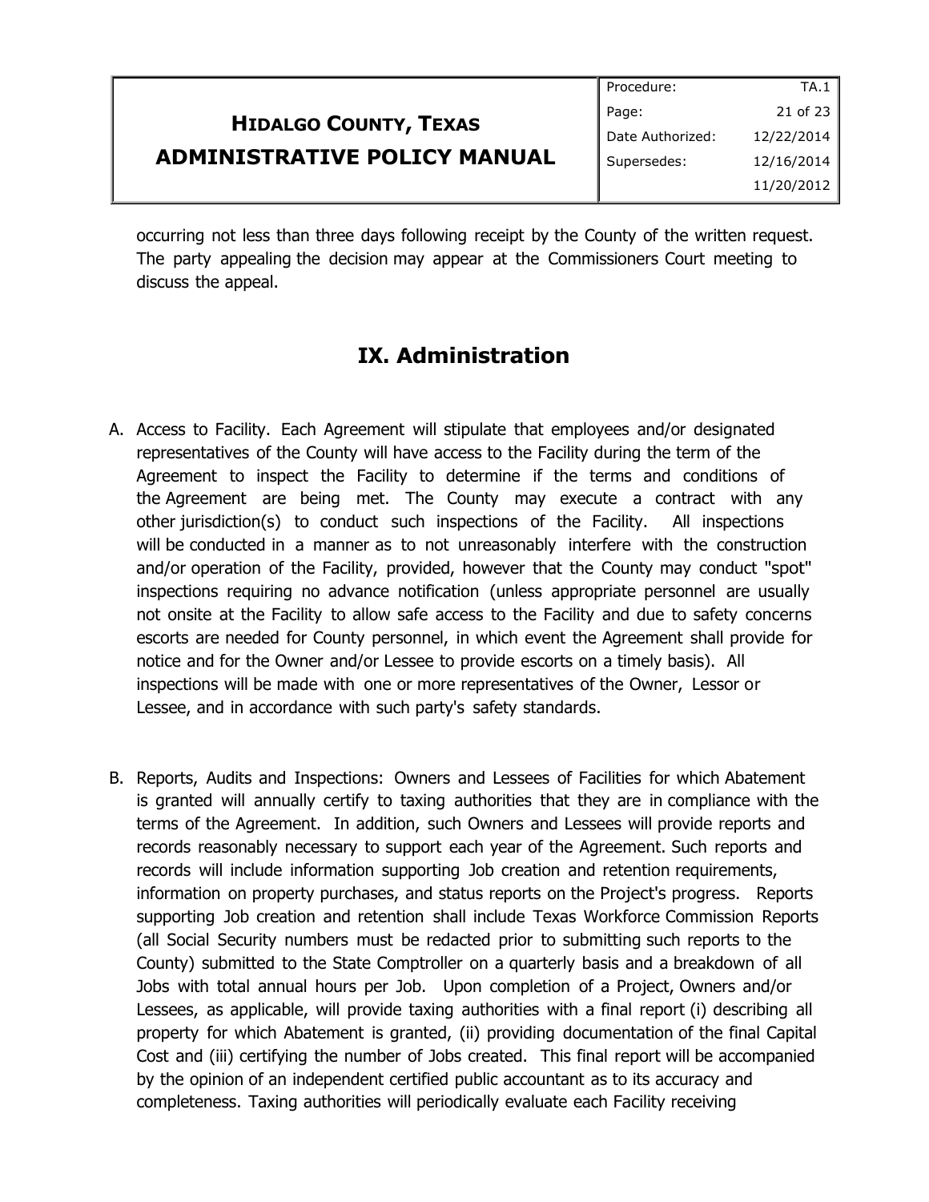occurring not less than three days following receipt by the County of the written request. The party appealing the decision may appear at the Commissioners Court meeting to discuss the appeal.

## IX. Administration

A. Access to Facility. Each Agreement will stipulate that employees and/or designated representatives of the County will have access to the Facility during the term of the Agreement to inspect the Facility to determine if the terms and conditions of the Agreement are being met. The County may execute a contract with any other jurisdiction(s) to conduct such inspections of the Facility. All inspections will be conducted in a manner as to not unreasonably interfere with the construction and/or operation of the Facility, provided, however that the County may conduct "spot" inspections requiring no advance notification (unless appropriate personnel are usually not onsite at the Facility to allow safe access to the Facility and due to safety concerns escorts are needed for County personnel, in which event the Agreement shall provide for notice and for the Owner and/or Lessee to provide escorts on a timely basis). All inspections will be made with one or more representatives of the Owner, Lessor or Lessee, and in accordance with such party's safety standards.

B. Reports, Audits and Inspections: Owners and Lessees of Facilities for which Abatement is granted will annually certify to taxing authorities that they are in compliance with the terms of the Agreement. In addition, such Owners and Lessees will provide reports and records reasonably necessary to support each year of the Agreement. Such reports and records will include information supporting Job creation and retention requirements, information on property purchases, and status reports on the Project's progress. Reports supporting Job creation and retention shall include Texas Workforce Commission Reports (all Social Security numbers must be redacted prior to submitting such reports to the County) submitted to the State Comptroller on a quarterly basis and a breakdown of all Jobs with total annual hours per Job. Upon completion of a Project, Owners and/or Lessees, as applicable, will provide taxing authorities with a final report (i) describing all property for which Abatement is granted, (ii) providing documentation of the final Capital Cost and (iii) certifying the number of Jobs created. This final report will be accompanied by the opinion of an independent certified public accountant as to its accuracy and completeness. Taxing authorities will periodically evaluate each Facility receiving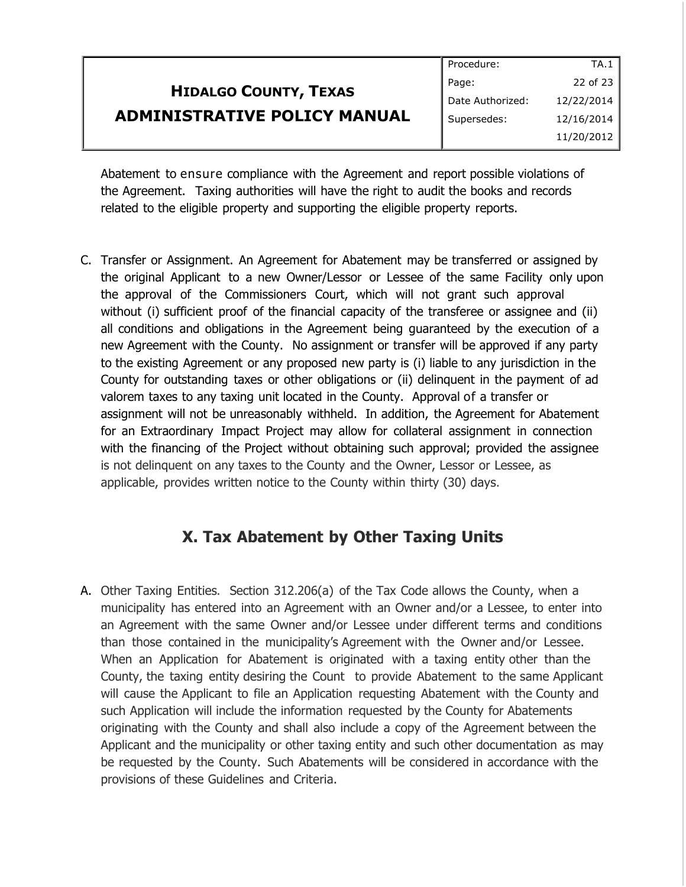Abatement to ensure compliance with the Agreement and report possible violations of the Agreement. Taxing authorities will have the right to audit the books and records related to the eligible property and supporting the eligible property reports.

C. Transfer or Assignment. An Agreement for Abatement may be transferred or assigned by the original Applicant to a new Owner/Lessor or Lessee of the same Facility only upon the approval of the Commissioners Court, which will not grant such approval without (i) sufficient proof of the financial capacity of the transferee or assignee and (ii) all conditions and obligations in the Agreement being guaranteed by the execution of a new Agreement with the County. No assignment or transfer will be approved if any party to the existing Agreement or any proposed new party is (i) liable to any jurisdiction in the County for outstanding taxes or other obligations or (ii) delinquent in the payment of ad valorem taxes to any taxing unit located in the County. Approval of a transfer or assignment will not be unreasonably withheld. In addition, the Agreement for Abatement for an Extraordinary Impact Project may allow for collateral assignment in connection with the financing of the Project without obtaining such approval; provided the assignee is not delinquent on any taxes to the County and the Owner, Lessor or Lessee, as applicable, provides written notice to the County within thirty (30) days.

## X. Tax Abatement by Other Taxing Units

A. Other Taxing Entities. Section 312.206(a) of the Tax Code allows the County, when a municipality has entered into an Agreement with an Owner and/or a Lessee, to enter into an Agreement with the same Owner and/or Lessee under different terms and conditions than those contained in the municipality's Agreement with the Owner and/or Lessee. When an Application for Abatement is originated with a taxing entity other than the County, the taxing entity desiring the Count to provide Abatement to the same Applicant will cause the Applicant to file an Application requesting Abatement with the County and such Application will include the information requested by the County for Abatements originating with the County and shall also include a copy of the Agreement between the Applicant and the municipality or other taxing entity and such other documentation as may be requested by the County. Such Abatements will be considered in accordance with the provisions of these Guidelines and Criteria.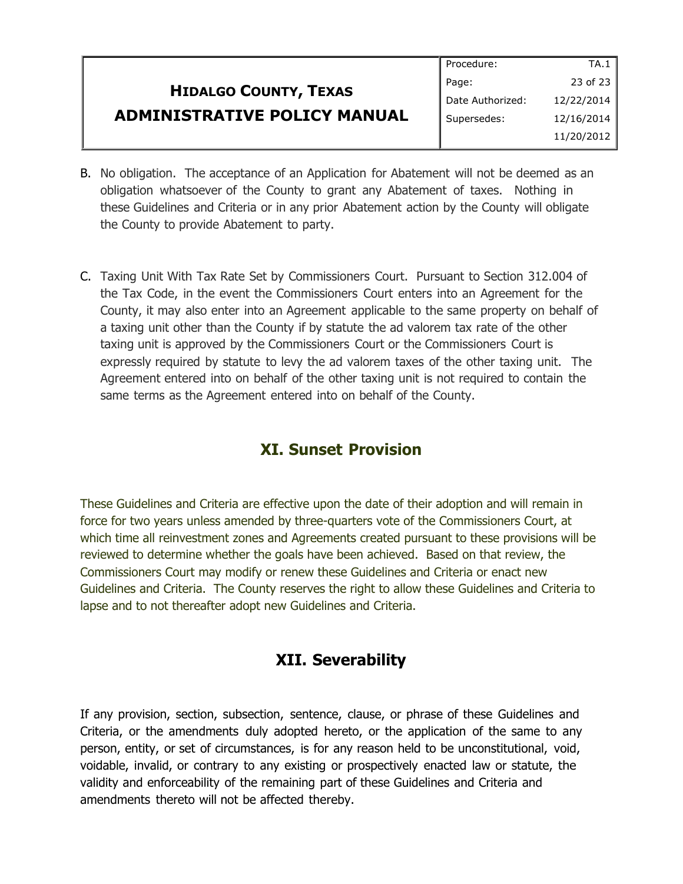B. No obligation. The acceptance of an Application for Abatement will not be deemed as an obligation whatsoever of the County to grant any Abatement of taxes. Nothing in these Guidelines and Criteria or in any prior Abatement action by the County will obligate the County to provide Abatement to party.

C. Taxing Unit With Tax Rate Set by Commissioners Court. Pursuant to Section 312.004 of the Tax Code, in the event the Commissioners Court enters into an Agreement for the County, it may also enter into an Agreement applicable to the same property on behalf of a taxing unit other than the County if by statute the ad valorem tax rate of the other taxing unit is approved by the Commissioners Court or the Commissioners Court is expressly required by statute to levy the ad valorem taxes of the other taxing unit. The Agreement entered into on behalf of the other taxing unit is not required to contain the same terms as the Agreement entered into on behalf of the County.

## XI. Sunset Provision

These Guidelines and Criteria are effective upon the date of their adoption and will remain in force for two years unless amended by three-quarters vote of the Commissioners Court, at which time all reinvestment zones and Agreements created pursuant to these provisions will be reviewed to determine whether the goals have been achieved. Based on that review, the Commissioners Court may modify or renew these Guidelines and Criteria or enact new Guidelines and Criteria. The County reserves the right to allow these Guidelines and Criteria to lapse and to not thereafter adopt new Guidelines and Criteria.

## XII. Severability

If any provision, section, subsection, sentence, clause, or phrase of these Guidelines and Criteria, or the amendments duly adopted hereto, or the application of the same to any person, entity, or set of circumstances, is for any reason held to be unconstitutional, void, voidable, invalid, or contrary to any existing or prospectively enacted law or statute, the validity and enforceability of the remaining part of these Guidelines and Criteria and amendments thereto will not be affected thereby.